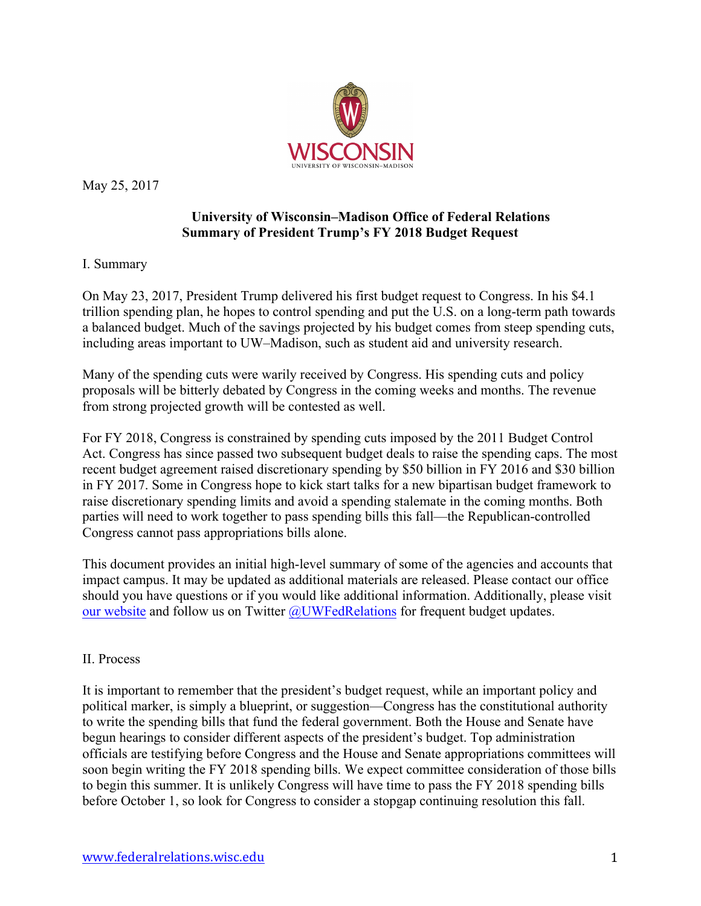May 25, 2017

# University of Wisconsin–Madison Office of Federal Relations
## Summary of President Trump's FY 2018 Budget Request

I. Summary

On May 23, 2017, President Trump delivered his first budget request to Congress. In his $4.1 trillion spending plan, he hopes to control spending and put the U.S. on a long-term path towards a balanced budget. Much of the savings projected by his budget comes from steep spending cuts, including areas important to UW–Madison, such as student aid and university research.

Many of the spending cuts were warily received by Congress. His spending cuts and policy proposals will be bitterly debated by Congress in the coming weeks and months. The revenue from strong projected growth will be contested as well.

For FY 2018, Congress is constrained by spending cuts imposed by the 2011 Budget Control Act. Congress has since passed two subsequent budget deals to raise the spending caps. The most recent budget agreement raised discretionary spending by $50 billion in FY 2016 and $30 billion in FY 2017. Some in Congress hope to kick start talks for a new bipartisan budget framework to raise discretionary spending limits and avoid a spending stalemate in the coming months. Both parties will need to work together to pass spending bills this fall—the Republican-controlled Congress cannot pass appropriations bills alone.

This document provides an initial high-level summary of some of the agencies and accounts that impact campus. It may be updated as additional materials are released. Please contact our office should you have questions or if you would like additional information. Additionally, please visit our website and follow us on Twitter @UWFedRelations for frequent budget updates.

II. Process

It is important to remember that the president's budget request, while an important policy and political marker, is simply a blueprint, or suggestion—Congress has the constitutional authority to write the spending bills that fund the federal government. Both the House and Senate have begun hearings to consider different aspects of the president's budget. Top administration officials are testifying before Congress and the House and Senate appropriations committees will soon begin writing the FY 2018 spending bills. We expect committee consideration of those bills to begin this summer. It is unlikely Congress will have time to pass the FY 2018 spending bills before October 1, so look for Congress to consider a stopgap continuing resolution this fall.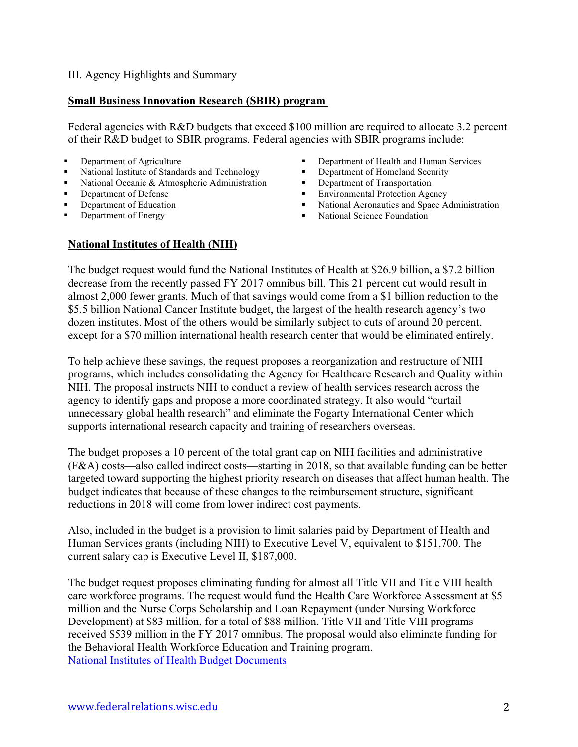III. Agency Highlights and Summary

**Small Business Innovation Research (SBIR) program**

Federal agencies with R&D budgets that exceed $100 million are required to allocate 3.2 percent of their R&D budget to SBIR programs. Federal agencies with SBIR programs include:

- Department of Agriculture
- National Institute of Standards and Technology
- National Oceanic & Atmospheric Administration
- Department of Defense
- Department of Education
- Department of Energy
- Department of Health and Human Services
- Department of Homeland Security
- Department of Transportation
- Environmental Protection Agency
- National Aeronautics and Space Administration
- National Science Foundation

**National Institutes of Health (NIH)**

The budget request would fund the National Institutes of Health at $26.9 billion, a $7.2 billion decrease from the recently passed FY 2017 omnibus bill. This 21 percent cut would result in almost 2,000 fewer grants. Much of that savings would come from a $1 billion reduction to the $5.5 billion National Cancer Institute budget, the largest of the health research agency's two dozen institutes. Most of the others would be similarly subject to cuts of around 20 percent, except for a $70 million international health research center that would be eliminated entirely.

To help achieve these savings, the request proposes a reorganization and restructure of NIH programs, which includes consolidating the Agency for Healthcare Research and Quality within NIH. The proposal instructs NIH to conduct a review of health services research across the agency to identify gaps and propose a more coordinated strategy. It also would "curtail unnecessary global health research" and eliminate the Fogarty International Center which supports international research capacity and training of researchers overseas.

The budget proposes a 10 percent of the total grant cap on NIH facilities and administrative (F&A) costs—also called indirect costs—starting in 2018, so that available funding can be better targeted toward supporting the highest priority research on diseases that affect human health. The budget indicates that because of these changes to the reimbursement structure, significant reductions in 2018 will come from lower indirect cost payments.

Also, included in the budget is a provision to limit salaries paid by Department of Health and Human Services grants (including NIH) to Executive Level V, equivalent to $151,700. The current salary cap is Executive Level II, $187,000.

The budget request proposes eliminating funding for almost all Title VII and Title VIII health care workforce programs. The request would fund the Health Care Workforce Assessment at $5 million and the Nurse Corps Scholarship and Loan Repayment (under Nursing Workforce Development) at $83 million, for a total of $88 million. Title VII and Title VIII programs received $539 million in the FY 2017 omnibus. The proposal would also eliminate funding for the Behavioral Health Workforce Education and Training program.
National Institutes of Health Budget Documents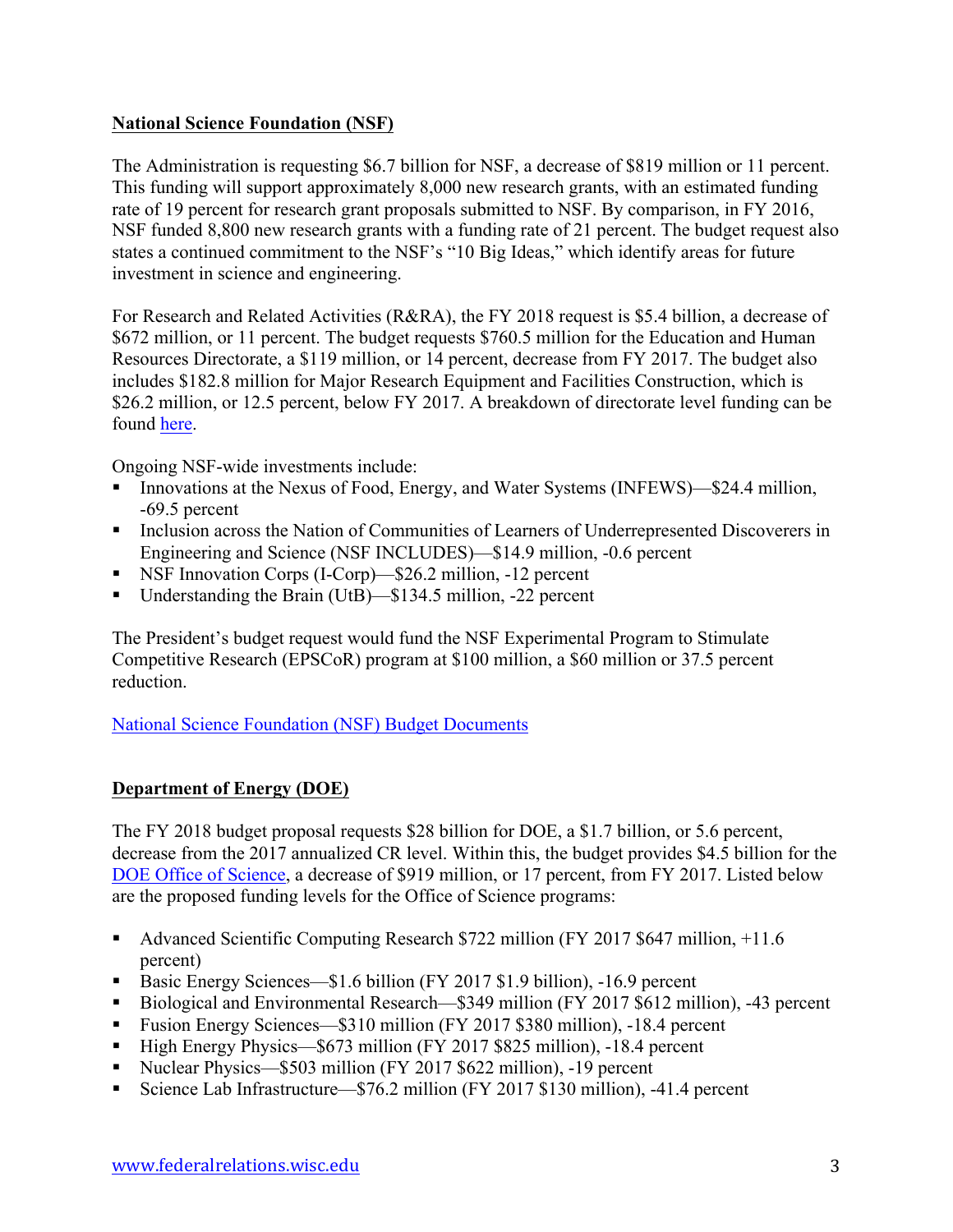**National Science Foundation (NSF)**

The Administration is requesting $6.7 billion for NSF, a decrease of $819 million or 11 percent. This funding will support approximately 8,000 new research grants, with an estimated funding rate of 19 percent for research grant proposals submitted to NSF. By comparison, in FY 2016, NSF funded 8,800 new research grants with a funding rate of 21 percent. The budget request also states a continued commitment to the NSF's "10 Big Ideas," which identify areas for future investment in science and engineering.

For Research and Related Activities (R&RA), the FY 2018 request is $5.4 billion, a decrease of $672 million, or 11 percent. The budget requests $760.5 million for the Education and Human Resources Directorate, a $119 million, or 14 percent, decrease from FY 2017. The budget also includes $182.8 million for Major Research Equipment and Facilities Construction, which is $26.2 million, or 12.5 percent, below FY 2017. A breakdown of directorate level funding can be found here.

Ongoing NSF-wide investments include:

- Innovations at the Nexus of Food, Energy, and Water Systems (INFEWS)—$24.4 million, -69.5 percent
- Inclusion across the Nation of Communities of Learners of Underrepresented Discoverers in Engineering and Science (NSF INCLUDES)—$14.9 million, -0.6 percent
- NSF Innovation Corps (I-Corp)—$26.2 million, -12 percent
- Understanding the Brain (UtB)—$134.5 million, -22 percent

The President's budget request would fund the NSF Experimental Program to Stimulate Competitive Research (EPSCoR) program at $100 million, a $60 million or 37.5 percent reduction.

National Science Foundation (NSF) Budget Documents

**Department of Energy (DOE)**

The FY 2018 budget proposal requests $28 billion for DOE, a $1.7 billion, or 5.6 percent, decrease from the 2017 annualized CR level. Within this, the budget provides $4.5 billion for the DOE Office of Science, a decrease of $919 million, or 17 percent, from FY 2017. Listed below are the proposed funding levels for the Office of Science programs:

- Advanced Scientific Computing Research $722 million (FY 2017 $647 million, +11.6 percent)
- Basic Energy Sciences—$1.6 billion (FY 2017 $1.9 billion), -16.9 percent
- Biological and Environmental Research—$349 million (FY 2017 $612 million), -43 percent
- Fusion Energy Sciences—$310 million (FY 2017 $380 million), -18.4 percent
- High Energy Physics—$673 million (FY 2017 $825 million), -18.4 percent
- Nuclear Physics—$503 million (FY 2017 $622 million), -19 percent
- Science Lab Infrastructure—$76.2 million (FY 2017 $130 million), -41.4 percent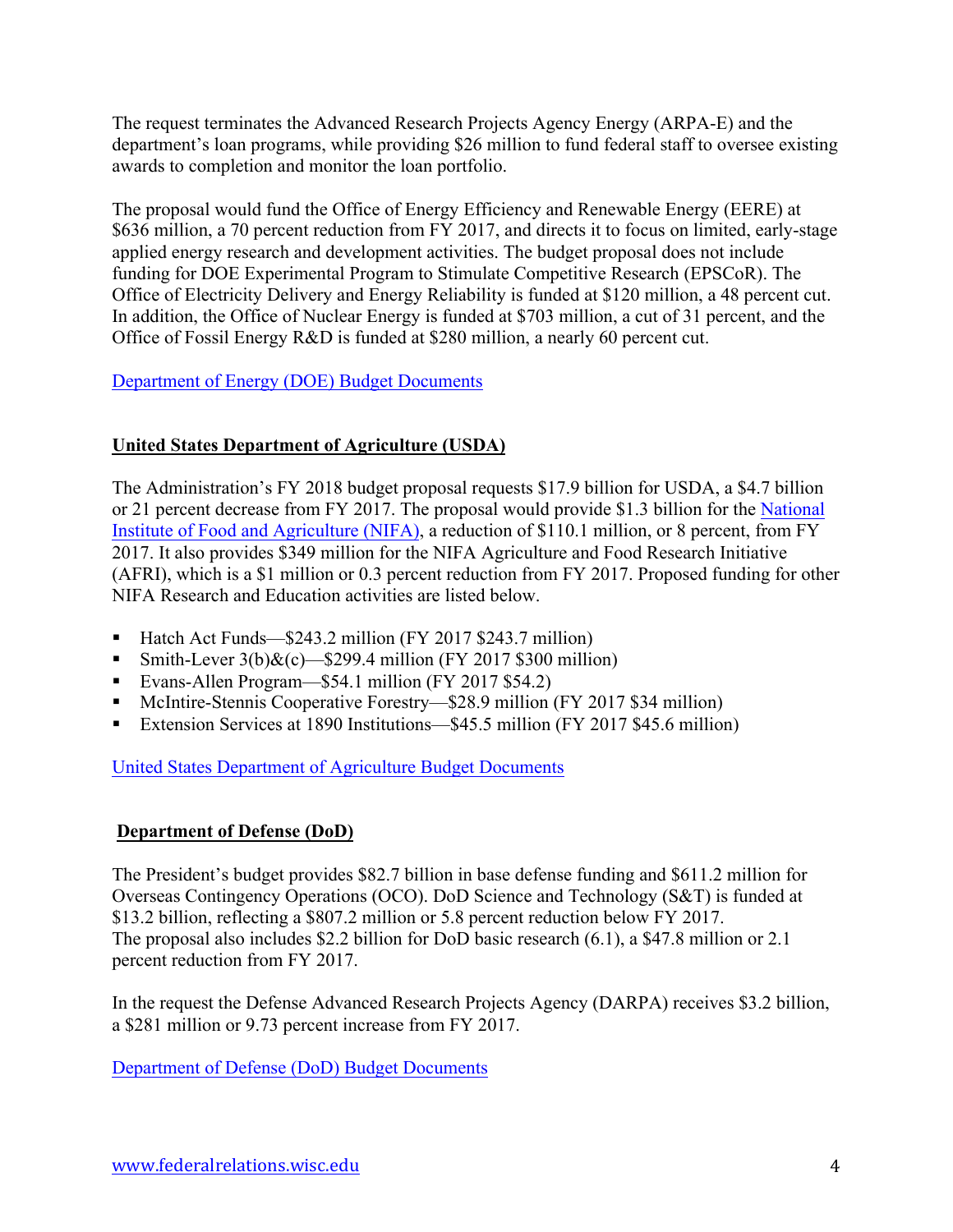The request terminates the Advanced Research Projects Agency Energy (ARPA-E) and the department's loan programs, while providing $26 million to fund federal staff to oversee existing awards to completion and monitor the loan portfolio.

The proposal would fund the Office of Energy Efficiency and Renewable Energy (EERE) at $636 million, a 70 percent reduction from FY 2017, and directs it to focus on limited, early-stage applied energy research and development activities. The budget proposal does not include funding for DOE Experimental Program to Stimulate Competitive Research (EPSCoR). The Office of Electricity Delivery and Energy Reliability is funded at $120 million, a 48 percent cut. In addition, the Office of Nuclear Energy is funded at $703 million, a cut of 31 percent, and the Office of Fossil Energy R&D is funded at $280 million, a nearly 60 percent cut.

[Department of Energy (DOE) Budget Documents]

## United States Department of Agriculture (USDA)

The Administration's FY 2018 budget proposal requests $17.9 billion for USDA, a $4.7 billion or 21 percent decrease from FY 2017. The proposal would provide $1.3 billion for the [National Institute of Food and Agriculture (NIFA)], a reduction of $110.1 million, or 8 percent, from FY 2017. It also provides $349 million for the NIFA Agriculture and Food Research Initiative (AFRI), which is a $1 million or 0.3 percent reduction from FY 2017. Proposed funding for other NIFA Research and Education activities are listed below.

- Hatch Act Funds—$243.2 million (FY 2017 $243.7 million)
- Smith-Lever 3(b)&(c)—$299.4 million (FY 2017 $300 million)
- Evans-Allen Program—$54.1 million (FY 2017 $54.2)
- McIntire-Stennis Cooperative Forestry—$28.9 million (FY 2017 $34 million)
- Extension Services at 1890 Institutions—$45.5 million (FY 2017 $45.6 million)

[United States Department of Agriculture Budget Documents]

## Department of Defense (DoD)

The President's budget provides $82.7 billion in base defense funding and $611.2 million for Overseas Contingency Operations (OCO). DoD Science and Technology (S&T) is funded at $13.2 billion, reflecting a $807.2 million or 5.8 percent reduction below FY 2017. The proposal also includes $2.2 billion for DoD basic research (6.1), a $47.8 million or 2.1 percent reduction from FY 2017.

In the request the Defense Advanced Research Projects Agency (DARPA) receives $3.2 billion, a $281 million or 9.73 percent increase from FY 2017.

[Department of Defense (DoD) Budget Documents]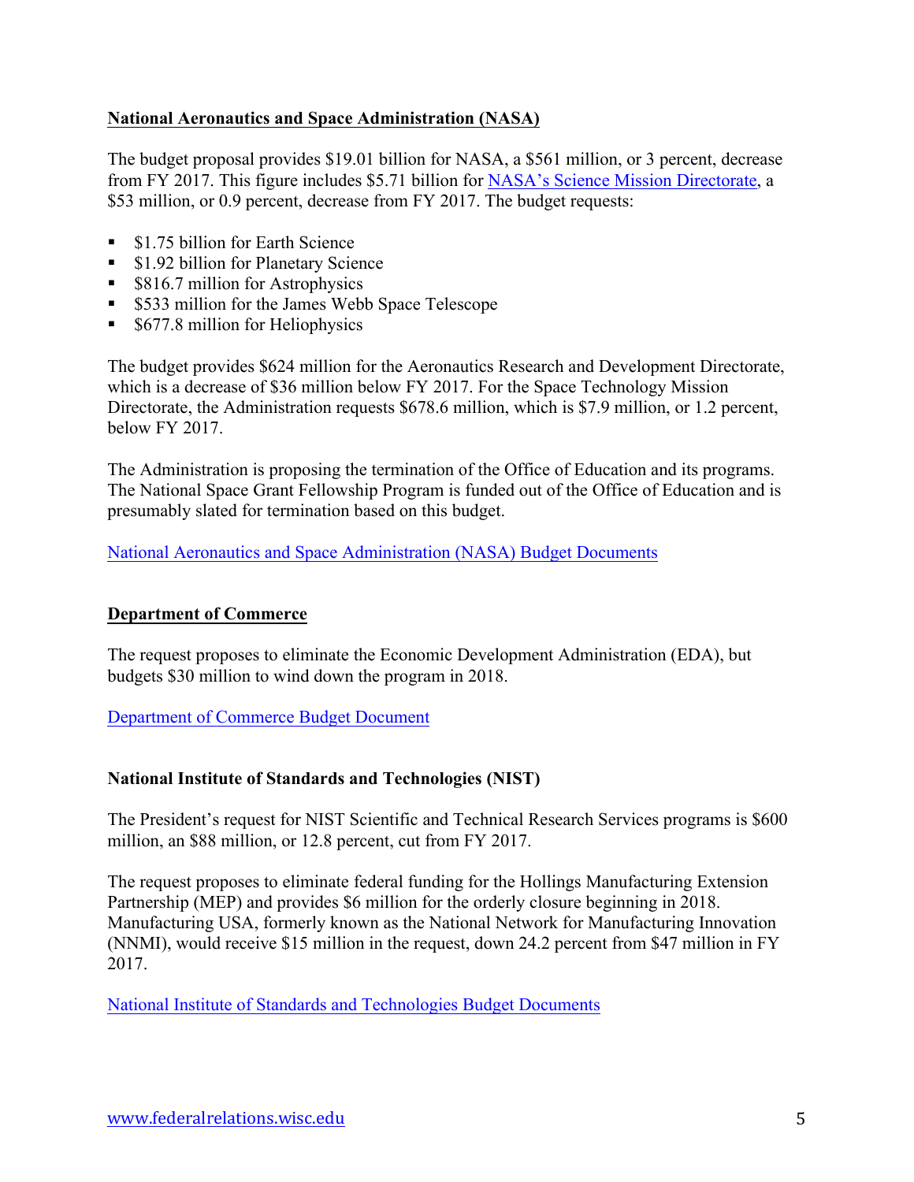## National Aeronautics and Space Administration (NASA)

The budget proposal provides $19.01 billion for NASA, a $561 million, or 3 percent, decrease from FY 2017. This figure includes $5.71 billion for [NASA's Science Mission Directorate](), a $53 million, or 0.9 percent, decrease from FY 2017. The budget requests:

- $1.75 billion for Earth Science
- $1.92 billion for Planetary Science
- $816.7 million for Astrophysics
- $533 million for the James Webb Space Telescope
- $677.8 million for Heliophysics

The budget provides $624 million for the Aeronautics Research and Development Directorate, which is a decrease of $36 million below FY 2017. For the Space Technology Mission Directorate, the Administration requests $678.6 million, which is $7.9 million, or 1.2 percent, below FY 2017.

The Administration is proposing the termination of the Office of Education and its programs. The National Space Grant Fellowship Program is funded out of the Office of Education and is presumably slated for termination based on this budget.

[National Aeronautics and Space Administration (NASA) Budget Documents]()

## Department of Commerce

The request proposes to eliminate the Economic Development Administration (EDA), but budgets $30 million to wind down the program in 2018.

[Department of Commerce Budget Document]()

### National Institute of Standards and Technologies (NIST)

The President's request for NIST Scientific and Technical Research Services programs is $600 million, an $88 million, or 12.8 percent, cut from FY 2017.

The request proposes to eliminate federal funding for the Hollings Manufacturing Extension Partnership (MEP) and provides $6 million for the orderly closure beginning in 2018. Manufacturing USA, formerly known as the National Network for Manufacturing Innovation (NNMI), would receive $15 million in the request, down 24.2 percent from $47 million in FY 2017.

[National Institute of Standards and Technologies Budget Documents]()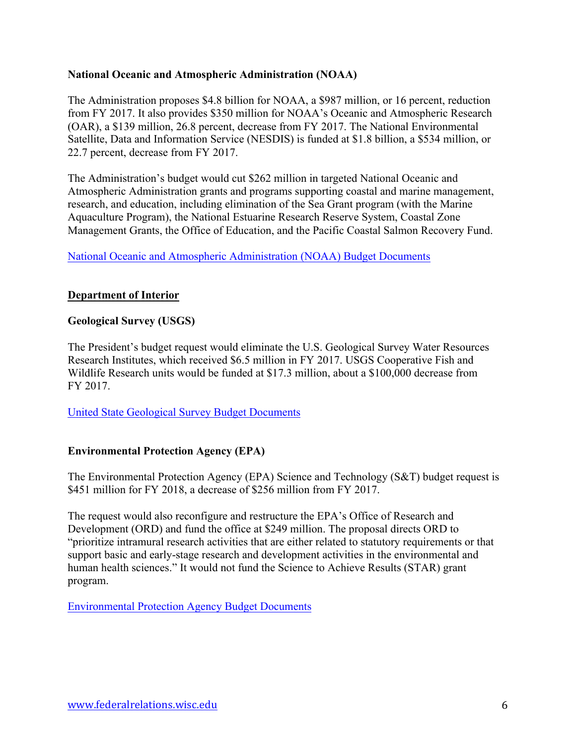### National Oceanic and Atmospheric Administration (NOAA)

The Administration proposes $4.8 billion for NOAA, a $987 million, or 16 percent, reduction from FY 2017. It also provides $350 million for NOAA's Oceanic and Atmospheric Research (OAR), a $139 million, 26.8 percent, decrease from FY 2017. The National Environmental Satellite, Data and Information Service (NESDIS) is funded at $1.8 billion, a $534 million, or 22.7 percent, decrease from FY 2017.

The Administration's budget would cut $262 million in targeted National Oceanic and Atmospheric Administration grants and programs supporting coastal and marine management, research, and education, including elimination of the Sea Grant program (with the Marine Aquaculture Program), the National Estuarine Research Reserve System, Coastal Zone Management Grants, the Office of Education, and the Pacific Coastal Salmon Recovery Fund.

National Oceanic and Atmospheric Administration (NOAA) Budget Documents

## Department of Interior

### Geological Survey (USGS)

The President's budget request would eliminate the U.S. Geological Survey Water Resources Research Institutes, which received $6.5 million in FY 2017. USGS Cooperative Fish and Wildlife Research units would be funded at $17.3 million, about a $100,000 decrease from FY 2017.

United State Geological Survey Budget Documents

### Environmental Protection Agency (EPA)

The Environmental Protection Agency (EPA) Science and Technology (S&T) budget request is $451 million for FY 2018, a decrease of $256 million from FY 2017.

The request would also reconfigure and restructure the EPA's Office of Research and Development (ORD) and fund the office at $249 million. The proposal directs ORD to "prioritize intramural research activities that are either related to statutory requirements or that support basic and early-stage research and development activities in the environmental and human health sciences." It would not fund the Science to Achieve Results (STAR) grant program.

Environmental Protection Agency Budget Documents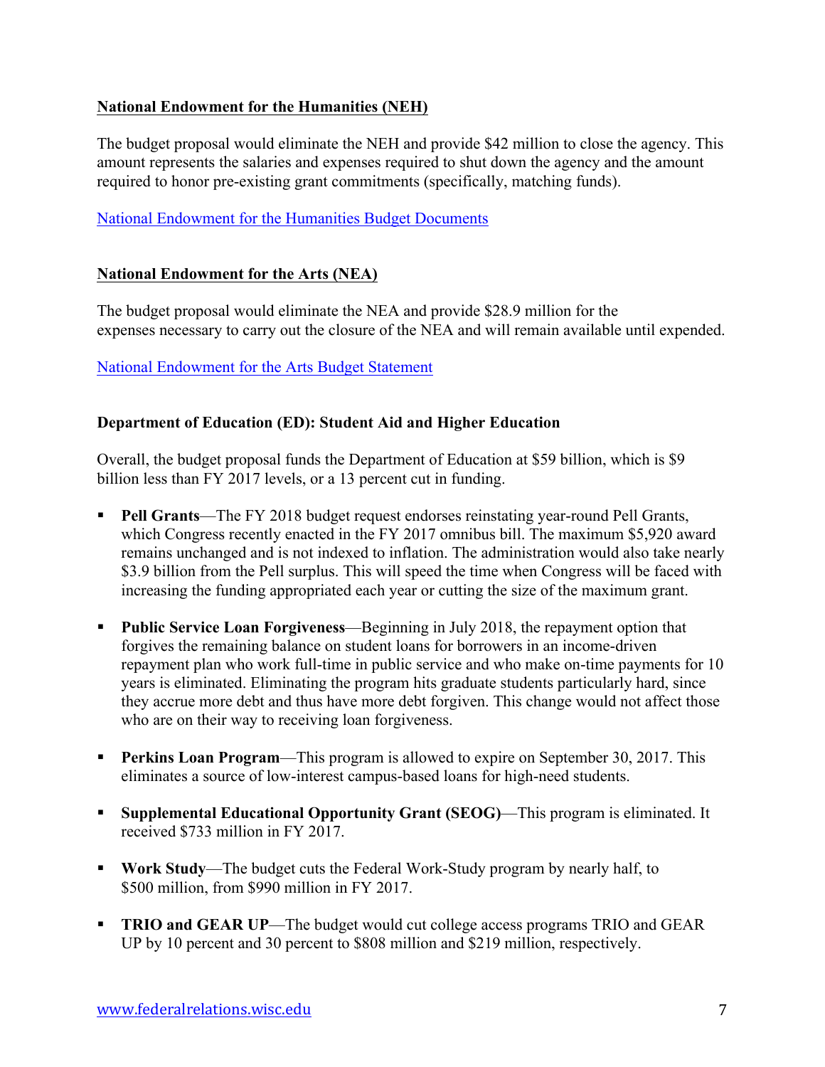**National Endowment for the Humanities (NEH)**

The budget proposal would eliminate the NEH and provide $42 million to close the agency. This amount represents the salaries and expenses required to shut down the agency and the amount required to honor pre-existing grant commitments (specifically, matching funds).

National Endowment for the Humanities Budget Documents

**National Endowment for the Arts (NEA)**

The budget proposal would eliminate the NEA and provide $28.9 million for the expenses necessary to carry out the closure of the NEA and will remain available until expended.

National Endowment for the Arts Budget Statement

**Department of Education (ED): Student Aid and Higher Education**

Overall, the budget proposal funds the Department of Education at $59 billion, which is $9 billion less than FY 2017 levels, or a 13 percent cut in funding.

- **Pell Grants**—The FY 2018 budget request endorses reinstating year-round Pell Grants, which Congress recently enacted in the FY 2017 omnibus bill. The maximum $5,920 award remains unchanged and is not indexed to inflation. The administration would also take nearly $3.9 billion from the Pell surplus. This will speed the time when Congress will be faced with increasing the funding appropriated each year or cutting the size of the maximum grant.
- **Public Service Loan Forgiveness**—Beginning in July 2018, the repayment option that forgives the remaining balance on student loans for borrowers in an income-driven repayment plan who work full-time in public service and who make on-time payments for 10 years is eliminated. Eliminating the program hits graduate students particularly hard, since they accrue more debt and thus have more debt forgiven. This change would not affect those who are on their way to receiving loan forgiveness.
- **Perkins Loan Program**—This program is allowed to expire on September 30, 2017. This eliminates a source of low-interest campus-based loans for high-need students.
- **Supplemental Educational Opportunity Grant (SEOG)**—This program is eliminated. It received $733 million in FY 2017.
- **Work Study**—The budget cuts the Federal Work-Study program by nearly half, to $500 million, from $990 million in FY 2017.
- **TRIO and GEAR UP**—The budget would cut college access programs TRIO and GEAR UP by 10 percent and 30 percent to $808 million and $219 million, respectively.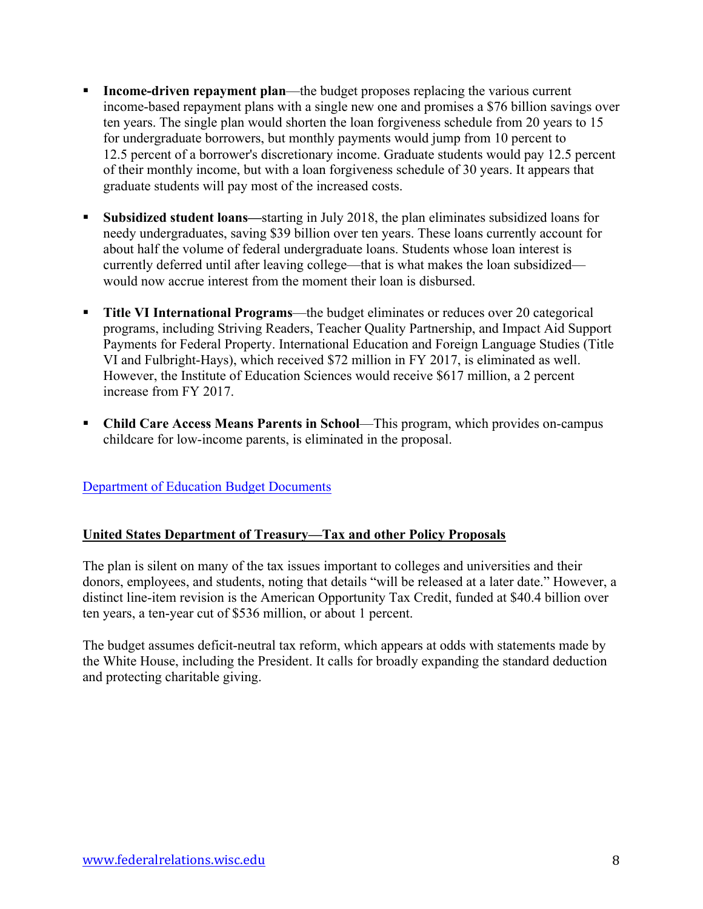- **Income-driven repayment plan**—the budget proposes replacing the various current income-based repayment plans with a single new one and promises a $76 billion savings over ten years. The single plan would shorten the loan forgiveness schedule from 20 years to 15 for undergraduate borrowers, but monthly payments would jump from 10 percent to 12.5 percent of a borrower's discretionary income. Graduate students would pay 12.5 percent of their monthly income, but with a loan forgiveness schedule of 30 years. It appears that graduate students will pay most of the increased costs.

- **Subsidized student loans—**starting in July 2018, the plan eliminates subsidized loans for needy undergraduates, saving $39 billion over ten years. These loans currently account for about half the volume of federal undergraduate loans. Students whose loan interest is currently deferred until after leaving college—that is what makes the loan subsidized—would now accrue interest from the moment their loan is disbursed.

- **Title VI International Programs**—the budget eliminates or reduces over 20 categorical programs, including Striving Readers, Teacher Quality Partnership, and Impact Aid Support Payments for Federal Property. International Education and Foreign Language Studies (Title VI and Fulbright-Hays), which received $72 million in FY 2017, is eliminated as well. However, the Institute of Education Sciences would receive $617 million, a 2 percent increase from FY 2017.

- **Child Care Access Means Parents in School**—This program, which provides on-campus childcare for low-income parents, is eliminated in the proposal.

Department of Education Budget Documents

**United States Department of Treasury—Tax and other Policy Proposals**

The plan is silent on many of the tax issues important to colleges and universities and their donors, employees, and students, noting that details "will be released at a later date." However, a distinct line-item revision is the American Opportunity Tax Credit, funded at $40.4 billion over ten years, a ten-year cut of $536 million, or about 1 percent.

The budget assumes deficit-neutral tax reform, which appears at odds with statements made by the White House, including the President. It calls for broadly expanding the standard deduction and protecting charitable giving.